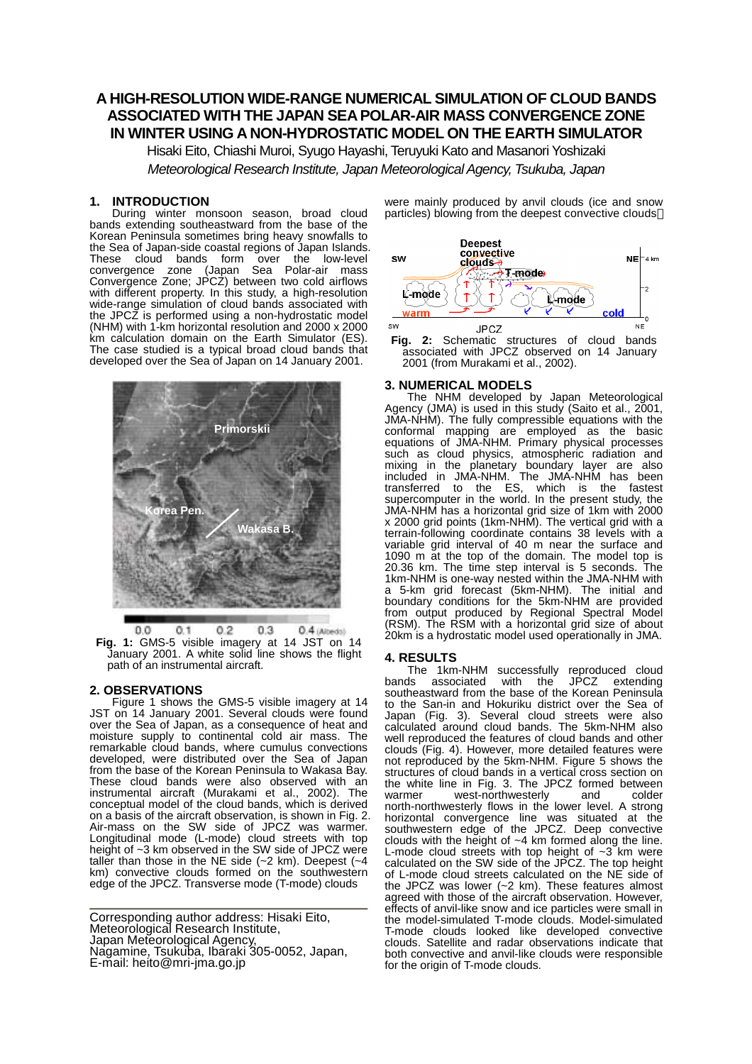# A HIGH-RESOLUTION WIDE-RANGE NUMERICAL SIMULATION OF CLOUD BANDS ASSOCIATED WITH THE JAPAN SEA POLAR-AIR MASS CONVERGENCE ZONE IN WINTER USING A NON-HYDROSTATIC MODEL ON THE EARTH SIMULATOR

Hisaki Eito, Chiashi Muroi, Syugo Hayashi, Teruyuki Kato and Masanori Yoshizaki

*Meteorological Research Institute, Japan Meteorological Agency, Tsukuba, Japan*

## 1. INTRODUCTION

During winter monsoon season, broad cloud bands extending southeastward from the base of the Korean Peninsula sometimes bring heavy snowfalls to the Sea of Japan-side coastal regions of Japan Islands. These cloud bands form over the low-level convergence zone (Japan Sea Polar-air mass Convergence Zone; JPCZ) between two cold airflows with different property. In this study, a high-resolution wide-range simulation of cloud bands associated with the JPCZ is performed using a non-hydrostatic model (NHM) with 1-km horizontal resolution and 2000 x 2000 km calculation domain on the Earth Simulator (ES). The case studied is a typical broad cloud bands that developed over the Sea of Japan on 14 January 2001.

**Fig. 1:** GMS-5 visible imagery at 14 JST on 14 January 2001. A white solid line shows the flight path of an instrumental aircraft.

## 2. OBSERVATIONS

Figure 1 shows the GMS-5 visible imagery at 14 JST on 14 January 2001. Several clouds were found over the Sea of Japan, as a consequence of heat and moisture supply to continental cold air mass. The remarkable cloud bands, where cumulus convections developed, were distributed over the Sea of Japan from the base of the Korean Peninsula to Wakasa Bay. These cloud bands were also observed with an instrumental aircraft (Murakami et al., 2002). The conceptual model of the cloud bands, which is derived on a basis of the aircraft observation, is shown in Fig. 2. Air-mass on the SW side of JPCZ was warmer. Longitudinal mode (L-mode) cloud streets with top height of ~3 km observed in the SW side of JPCZ were taller than those in the NE side (~2 km). Deepest (~4 km) convective clouds formed on the southwestern edge of the JPCZ. Transverse mode (T-mode) clouds were mainly produced by anvil clouds (ice and snow particles) blowing from the deepest convective clouds.

**Fig. 2:** Schematic structures of cloud bands associated with JPCZ observed on 14 January 2001 (from Murakami et al., 2002).

## 3. NUMERICAL MODELS

The NHM developed by Japan Meteorological Agency (JMA) is used in this study (Saito et al., 2001, JMA-NHM). The fully compressible equations with the conformal mapping are employed as the basic equations of JMA-NHM. Primary physical processes such as cloud physics, atmospheric radiation and mixing in the planetary boundary layer are also included in JMA-NHM. The JMA-NHM has been transferred to the ES, which is the fastest supercomputer in the world. In the present study, the JMA-NHM has a horizontal grid size of 1km with 2000 x 2000 grid points (1km-NHM). The vertical grid with a terrain-following coordinate contains 38 levels with a variable grid interval of 40 m near the surface and 1090 m at the top of the domain. The model top is 20.36 km. The time step interval is 5 seconds. The 1km-NHM is one-way nested within the JMA-NHM with a 5-km grid forecast (5km-NHM). The initial and boundary conditions for the 5km-NHM are provided from output produced by Regional Spectral Model (RSM). The RSM with a horizontal grid size of about 20km is a hydrostatic model used operationally in JMA.

## 4. RESULTS

The 1km-NHM successfully reproduced cloud bands associated with the JPCZ extending southeastward from the base of the Korean Peninsula to the San-in and Hokuriku district over the Sea of Japan (Fig. 3). Several cloud streets were also calculated around cloud bands. The 5km-NHM also well reproduced the features of cloud bands and other clouds (Fig. 4). However, more detailed features were not reproduced by the 5km-NHM. Figure 5 shows the structures of cloud bands in a vertical cross section on the white line in Fig. 3. The JPCZ formed between warmer west-northwesterly and colder north-northwesterly flows in the lower level. A strong horizontal convergence line was situated at the southwestern edge of the JPCZ. Deep convective clouds with the height of ~4 km formed along the line. L-mode cloud streets with top height of ~3 km were calculated on the SW side of the JPCZ. The top height of L-mode cloud streets calculated on the NE side of the JPCZ was lower (~2 km). These features almost agreed with those of the aircraft observation. However, effects of anvil-like snow and ice particles were small in the model-simulated T-mode clouds. Model-simulated T-mode clouds looked like developed convective clouds. Satellite and radar observations indicate that both convective and anvil-like clouds were responsible for the origin of T-mode clouds.

---

Corresponding author address: Hisaki Eito, Meteorological Research Institute, Japan Meteorological Agency, Nagamine, Tsukuba, Ibaraki 305-0052, Japan, E-mail: heito@mri-jma.go.jp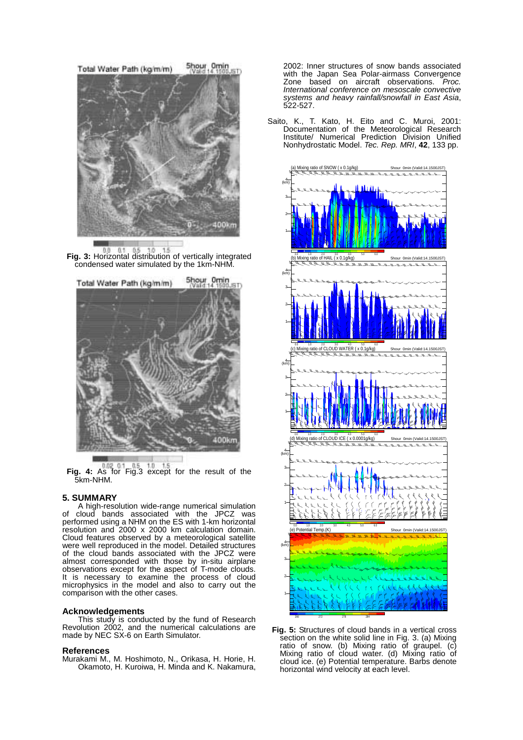Total Water Path (kg/m/m)

5hour 0min (Valid:14.1500JST)

0 400km

0.0 0.1 0.5 1.0 1.5

**Fig. 3:** Horizontal distribution of vertically integrated condensed water simulated by the 1km-NHM.

Total Water Path (kg/m/m)

5hour 0min (Valid:14.1500JST)

0 400km

0.02 0.1 0.5 1.0 1.5

**Fig. 4:** As for Fig.3 except for the result of the 5km-NHM.

## 5. SUMMARY

A high-resolution wide-range numerical simulation of cloud bands associated with the JPCZ was performed using a NHM on the ES with 1-km horizontal resolution and 2000 x 2000 km calculation domain. Cloud features observed by a meteorological satellite were well reproduced in the model. Detailed structures of the cloud bands associated with the JPCZ were almost corresponded with those by in-situ airplane observations except for the aspect of T-mode clouds. It is necessary to examine the process of cloud microphysics in the model and also to carry out the comparison with the other cases.

## Acknowledgements

This study is conducted by the fund of Research Revolution 2002, and the numerical calculations are made by NEC SX-6 on Earth Simulator.

## References

Murakami M., M. Hoshimoto, N., Orikasa, H. Horie, H. Okamoto, H. Kuroiwa, H. Minda and K. Nakamura, 2002: Inner structures of snow bands associated with the Japan Sea Polar-airmass Convergence Zone based on aircraft observations. *Proc. International conference on mesoscale convective systems and heavy rainfall/snowfall in East Asia*, 522-527.

Saito, K., T. Kato, H. Eito and C. Muroi, 2001: Documentation of the Meteorological Research Institute/ Numerical Prediction Division Unified Nonhydrostatic Model. *Tec. Rep. MRI*, **42**, 133 pp.

(a) Mixing ratio of SNOW ( x 0.1g/kg) 5hour 0min (Valid:14.1500JST)

(b) Mixing ratio of HAIL ( x 0.1g/kg) 5hour 0min (Valid:14.1500JST)

(c) Mixing ratio of CLOUD WATER ( x 0.1g/kg) 5hour 0min (Valid:14.1500JST)

(d) Mixing ratio of CLOUD ICE ( x 0.0001g/kg) 5hour 0min (Valid:14.1500JST)

(e) Potential Temp.(K) 5hour 0min (Valid:14.1500JST)

**Fig. 5:** Structures of cloud bands in a vertical cross section on the white solid line in Fig. 3. (a) Mixing ratio of snow. (b) Mixing ratio of graupel. (c) Mixing ratio of cloud water. (d) Mixing ratio of cloud ice. (e) Potential temperature. Barbs denote horizontal wind velocity at each level.